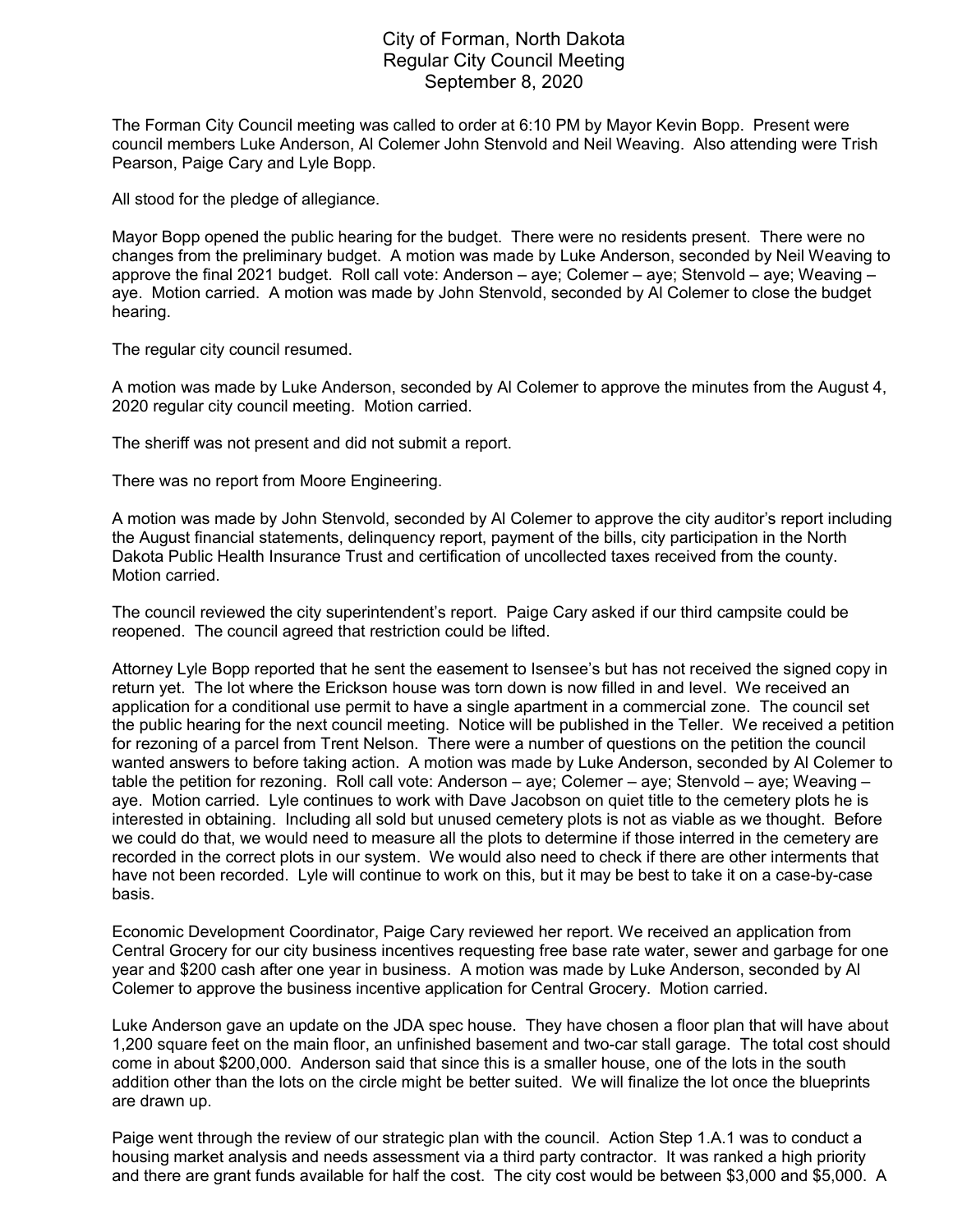# City of Forman, North Dakota
## Regular City Council Meeting
## September 8, 2020

The Forman City Council meeting was called to order at 6:10 PM by Mayor Kevin Bopp. Present were council members Luke Anderson, Al Colemer John Stenvold and Neil Weaving. Also attending were Trish Pearson, Paige Cary and Lyle Bopp.

All stood for the pledge of allegiance.

Mayor Bopp opened the public hearing for the budget. There were no residents present. There were no changes from the preliminary budget. A motion was made by Luke Anderson, seconded by Neil Weaving to approve the final 2021 budget. Roll call vote: Anderson – aye; Colemer – aye; Stenvold – aye; Weaving – aye. Motion carried. A motion was made by John Stenvold, seconded by Al Colemer to close the budget hearing.

The regular city council resumed.

A motion was made by Luke Anderson, seconded by Al Colemer to approve the minutes from the August 4, 2020 regular city council meeting. Motion carried.

The sheriff was not present and did not submit a report.

There was no report from Moore Engineering.

A motion was made by John Stenvold, seconded by Al Colemer to approve the city auditor's report including the August financial statements, delinquency report, payment of the bills, city participation in the North Dakota Public Health Insurance Trust and certification of uncollected taxes received from the county. Motion carried.

The council reviewed the city superintendent's report. Paige Cary asked if our third campsite could be reopened. The council agreed that restriction could be lifted.

Attorney Lyle Bopp reported that he sent the easement to Isensee's but has not received the signed copy in return yet. The lot where the Erickson house was torn down is now filled in and level. We received an application for a conditional use permit to have a single apartment in a commercial zone. The council set the public hearing for the next council meeting. Notice will be published in the Teller. We received a petition for rezoning of a parcel from Trent Nelson. There were a number of questions on the petition the council wanted answers to before taking action. A motion was made by Luke Anderson, seconded by Al Colemer to table the petition for rezoning. Roll call vote: Anderson – aye; Colemer – aye; Stenvold – aye; Weaving – aye. Motion carried. Lyle continues to work with Dave Jacobson on quiet title to the cemetery plots he is interested in obtaining. Including all sold but unused cemetery plots is not as viable as we thought. Before we could do that, we would need to measure all the plots to determine if those interred in the cemetery are recorded in the correct plots in our system. We would also need to check if there are other interments that have not been recorded. Lyle will continue to work on this, but it may be best to take it on a case-by-case basis.

Economic Development Coordinator, Paige Cary reviewed her report. We received an application from Central Grocery for our city business incentives requesting free base rate water, sewer and garbage for one year and $200 cash after one year in business. A motion was made by Luke Anderson, seconded by Al Colemer to approve the business incentive application for Central Grocery. Motion carried.

Luke Anderson gave an update on the JDA spec house. They have chosen a floor plan that will have about 1,200 square feet on the main floor, an unfinished basement and two-car stall garage. The total cost should come in about $200,000. Anderson said that since this is a smaller house, one of the lots in the south addition other than the lots on the circle might be better suited. We will finalize the lot once the blueprints are drawn up.

Paige went through the review of our strategic plan with the council. Action Step 1.A.1 was to conduct a housing market analysis and needs assessment via a third party contractor. It was ranked a high priority and there are grant funds available for half the cost. The city cost would be between $3,000 and $5,000. A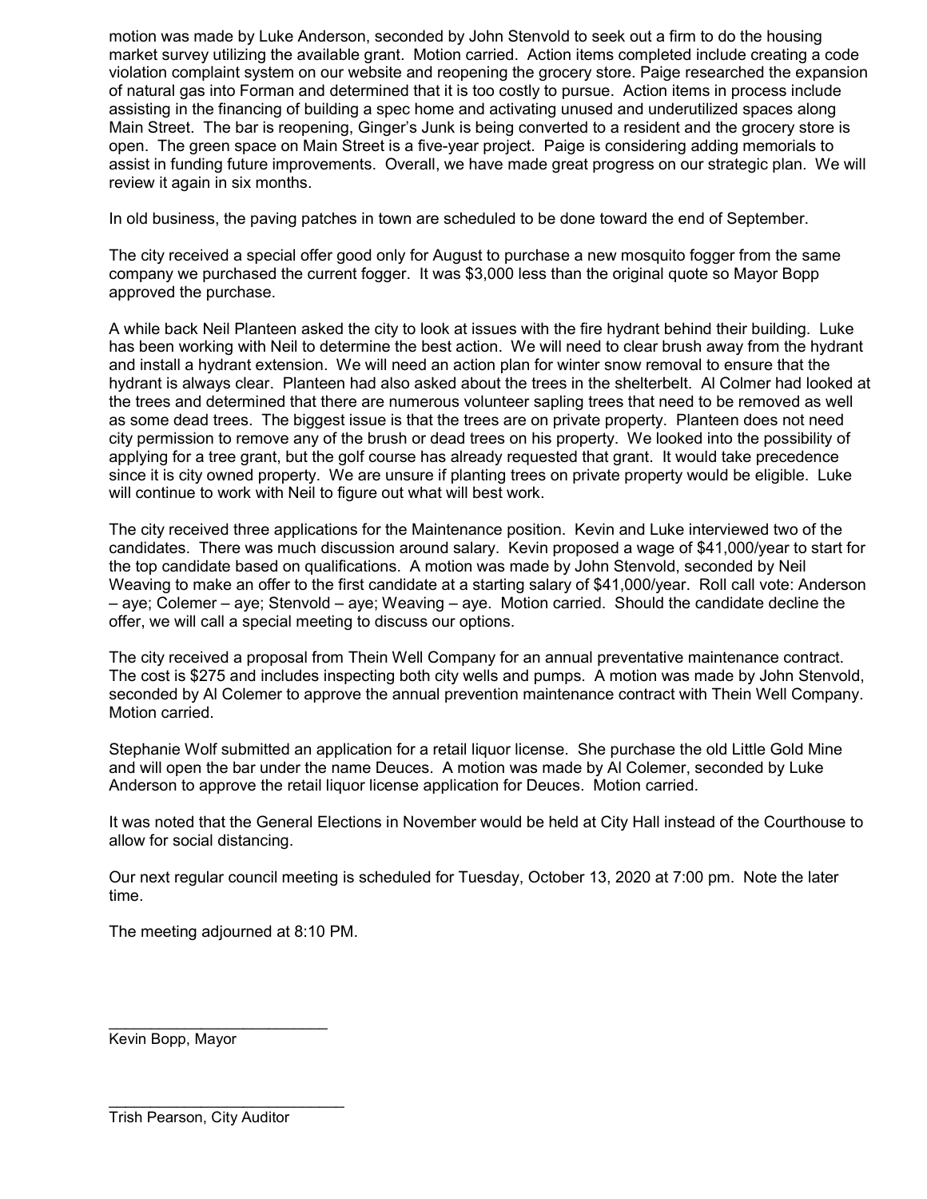motion was made by Luke Anderson, seconded by John Stenvold to seek out a firm to do the housing market survey utilizing the available grant. Motion carried. Action items completed include creating a code violation complaint system on our website and reopening the grocery store. Paige researched the expansion of natural gas into Forman and determined that it is too costly to pursue. Action items in process include assisting in the financing of building a spec home and activating unused and underutilized spaces along Main Street. The bar is reopening, Ginger's Junk is being converted to a resident and the grocery store is open. The green space on Main Street is a five-year project. Paige is considering adding memorials to assist in funding future improvements. Overall, we have made great progress on our strategic plan. We will review it again in six months.

In old business, the paving patches in town are scheduled to be done toward the end of September.

The city received a special offer good only for August to purchase a new mosquito fogger from the same company we purchased the current fogger. It was $3,000 less than the original quote so Mayor Bopp approved the purchase.

A while back Neil Planteen asked the city to look at issues with the fire hydrant behind their building. Luke has been working with Neil to determine the best action. We will need to clear brush away from the hydrant and install a hydrant extension. We will need an action plan for winter snow removal to ensure that the hydrant is always clear. Planteen had also asked about the trees in the shelterbelt. Al Colmer had looked at the trees and determined that there are numerous volunteer sapling trees that need to be removed as well as some dead trees. The biggest issue is that the trees are on private property. Planteen does not need city permission to remove any of the brush or dead trees on his property. We looked into the possibility of applying for a tree grant, but the golf course has already requested that grant. It would take precedence since it is city owned property. We are unsure if planting trees on private property would be eligible. Luke will continue to work with Neil to figure out what will best work.

The city received three applications for the Maintenance position. Kevin and Luke interviewed two of the candidates. There was much discussion around salary. Kevin proposed a wage of $41,000/year to start for the top candidate based on qualifications. A motion was made by John Stenvold, seconded by Neil Weaving to make an offer to the first candidate at a starting salary of $41,000/year. Roll call vote: Anderson – aye; Colemer – aye; Stenvold – aye; Weaving – aye. Motion carried. Should the candidate decline the offer, we will call a special meeting to discuss our options.

The city received a proposal from Thein Well Company for an annual preventative maintenance contract. The cost is $275 and includes inspecting both city wells and pumps. A motion was made by John Stenvold, seconded by Al Colemer to approve the annual prevention maintenance contract with Thein Well Company. Motion carried.

Stephanie Wolf submitted an application for a retail liquor license. She purchase the old Little Gold Mine and will open the bar under the name Deuces. A motion was made by Al Colemer, seconded by Luke Anderson to approve the retail liquor license application for Deuces. Motion carried.

It was noted that the General Elections in November would be held at City Hall instead of the Courthouse to allow for social distancing.

Our next regular council meeting is scheduled for Tuesday, October 13, 2020 at 7:00 pm. Note the later time.

The meeting adjourned at 8:10 PM.

\_\_\_\_\_\_\_\_\_\_\_\_\_\_\_\_\_\_\_\_\_\_\_\_\_\_
Kevin Bopp, Mayor

\_\_\_\_\_\_\_\_\_\_\_\_\_\_\_\_\_\_\_\_\_\_\_\_\_\_\_\_
Trish Pearson, City Auditor